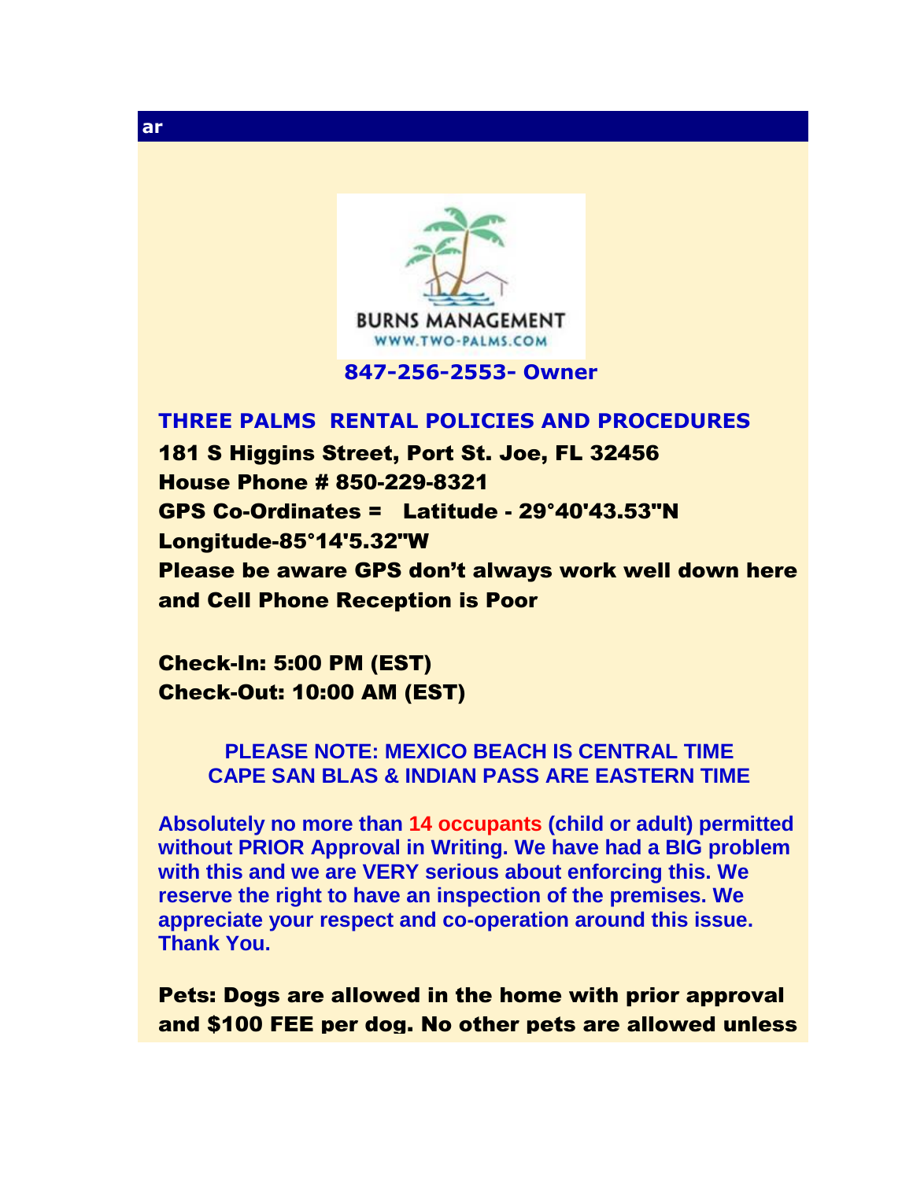ar

BURNS MANAGEMENT
WWW.TWO-PALMS.COM

**847-256-2553- Owner**

## THREE PALMS RENTAL POLICIES AND PROCEDURES

**181 S Higgins Street, Port St. Joe, FL 32456**
**House Phone # 850-229-8321**
**GPS Co-Ordinates = Latitude - 29°40'43.53"N**
**Longitude-85°14'5.32"W**
**Please be aware GPS don't always work well down here and Cell Phone Reception is Poor**

**Check-In: 5:00 PM (EST)**
**Check-Out: 10:00 AM (EST)**

**PLEASE NOTE: MEXICO BEACH IS CENTRAL TIME**
**CAPE SAN BLAS & INDIAN PASS ARE EASTERN TIME**

**Absolutely no more than 14 occupants (child or adult) permitted without PRIOR Approval in Writing. We have had a BIG problem with this and we are VERY serious about enforcing this. We reserve the right to have an inspection of the premises. We appreciate your respect and co-operation around this issue. Thank You.**

**Pets: Dogs are allowed in the home with prior approval and $100 FEE per dog. No other pets are allowed unless**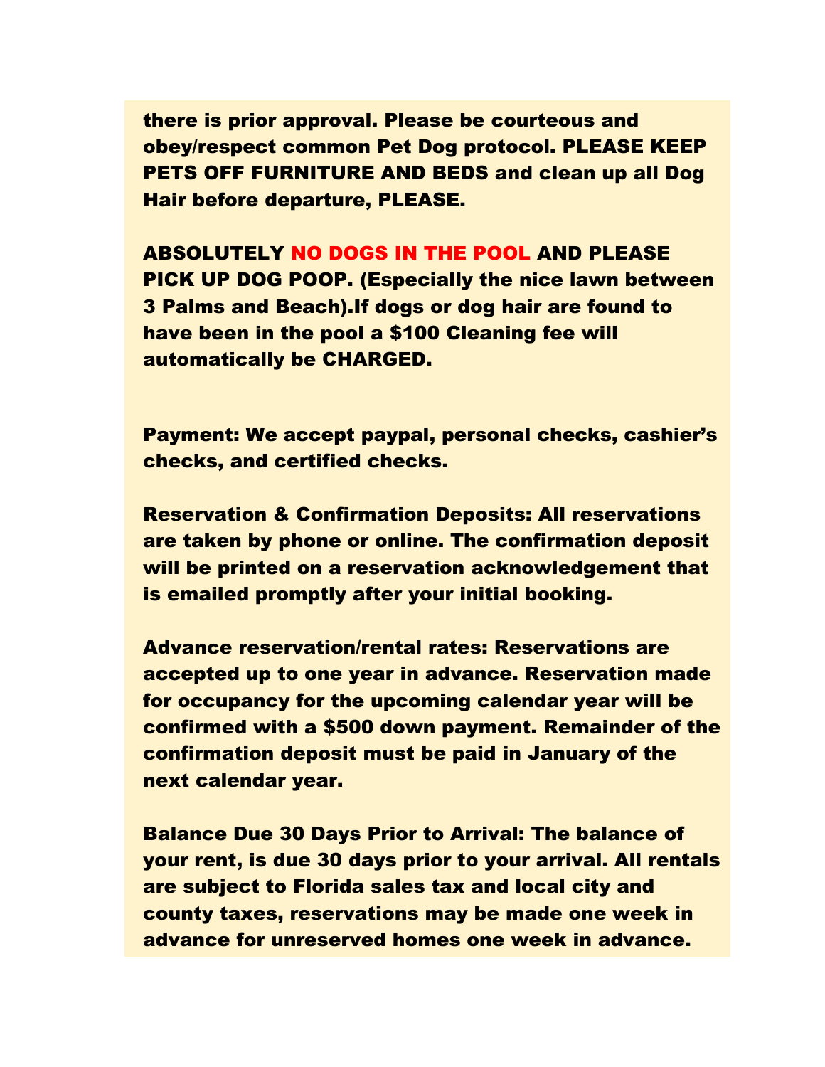there is prior approval. Please be courteous and obey/respect common Pet Dog protocol. PLEASE KEEP PETS OFF FURNITURE AND BEDS and clean up all Dog Hair before departure, PLEASE.

ABSOLUTELY NO DOGS IN THE POOL AND PLEASE PICK UP DOG POOP. (Especially the nice lawn between 3 Palms and Beach).If dogs or dog hair are found to have been in the pool a $100 Cleaning fee will automatically be CHARGED.

Payment: We accept paypal, personal checks, cashier's checks, and certified checks.

Reservation & Confirmation Deposits: All reservations are taken by phone or online. The confirmation deposit will be printed on a reservation acknowledgement that is emailed promptly after your initial booking.

Advance reservation/rental rates: Reservations are accepted up to one year in advance. Reservation made for occupancy for the upcoming calendar year will be confirmed with a $500 down payment. Remainder of the confirmation deposit must be paid in January of the next calendar year.

Balance Due 30 Days Prior to Arrival: The balance of your rent, is due 30 days prior to your arrival. All rentals are subject to Florida sales tax and local city and county taxes, reservations may be made one week in advance for unreserved homes one week in advance.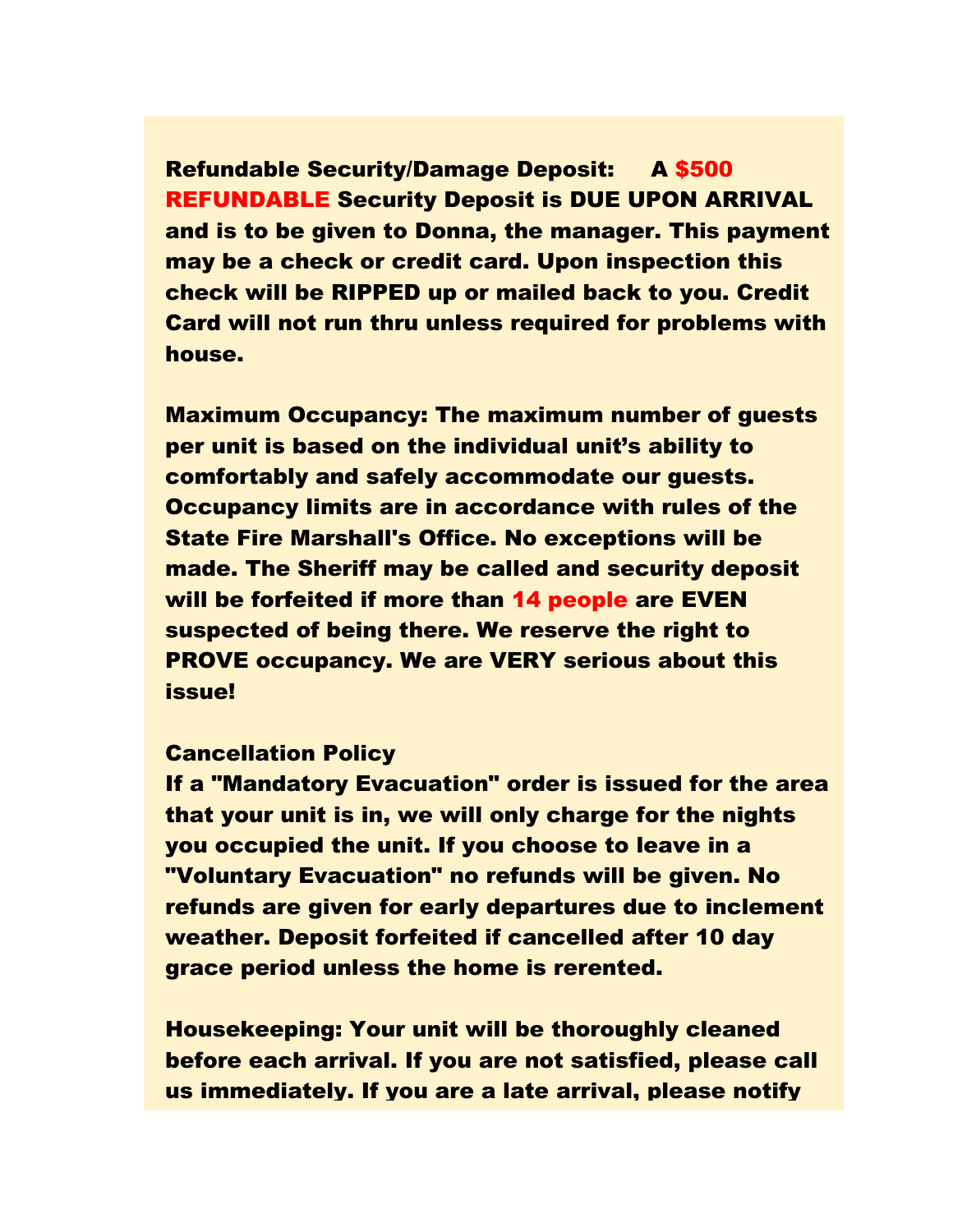**Refundable Security/Damage Deposit:** A **$500 REFUNDABLE** Security Deposit is DUE UPON ARRIVAL and is to be given to Donna, the manager. This payment may be a check or credit card. Upon inspection this check will be RIPPED up or mailed back to you. Credit Card will not run thru unless required for problems with house.

**Maximum Occupancy:** The maximum number of guests per unit is based on the individual unit's ability to comfortably and safely accommodate our guests. Occupancy limits are in accordance with rules of the State Fire Marshall's Office. No exceptions will be made. The Sheriff may be called and security deposit will be forfeited if more than **14 people** are EVEN suspected of being there. We reserve the right to PROVE occupancy. We are VERY serious about this issue!

**Cancellation Policy**

If a "Mandatory Evacuation" order is issued for the area that your unit is in, we will only charge for the nights you occupied the unit. If you choose to leave in a "Voluntary Evacuation" no refunds will be given. No refunds are given for early departures due to inclement weather. Deposit forfeited if cancelled after 10 day grace period unless the home is rerented.

**Housekeeping:** Your unit will be thoroughly cleaned before each arrival. If you are not satisfied, please call us immediately. If you are a late arrival, please notify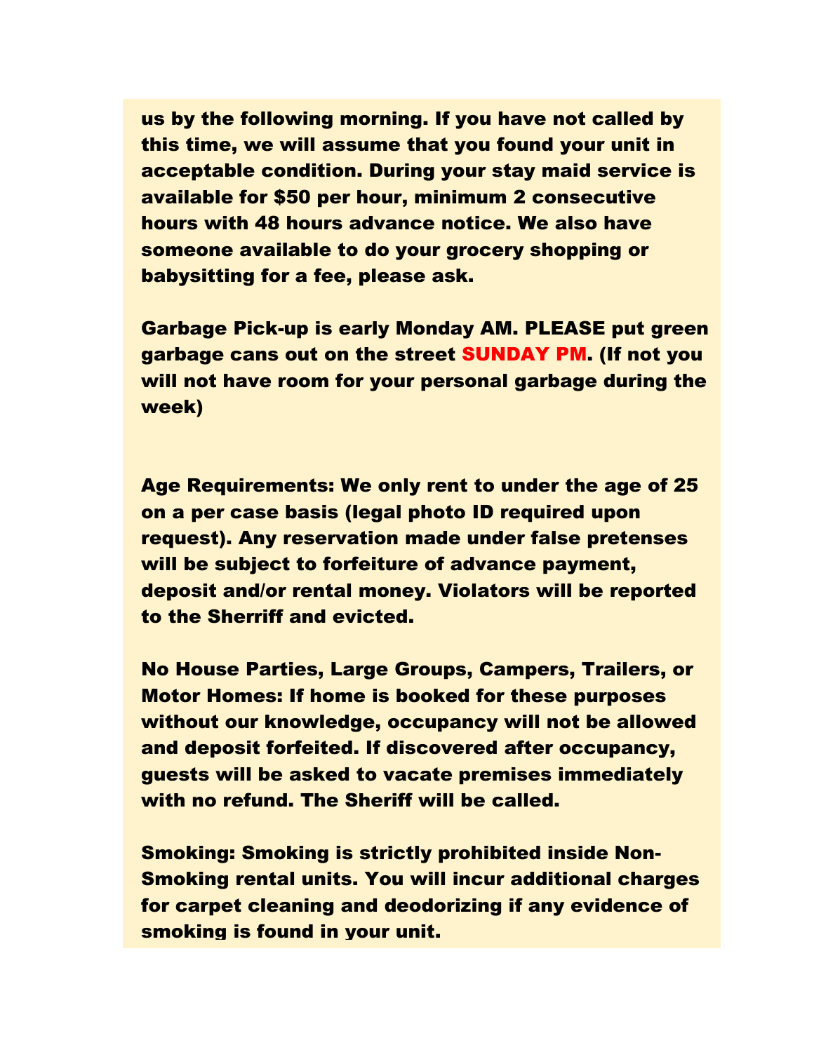**us by the following morning. If you have not called by this time, we will assume that you found your unit in acceptable condition. During your stay maid service is available for $50 per hour, minimum 2 consecutive hours with 48 hours advance notice. We also have someone available to do your grocery shopping or babysitting for a fee, please ask.**

**Garbage Pick-up is early Monday AM. PLEASE put green garbage cans out on the street SUNDAY PM. (If not you will not have room for your personal garbage during the week)**

**Age Requirements: We only rent to under the age of 25 on a per case basis (legal photo ID required upon request). Any reservation made under false pretenses will be subject to forfeiture of advance payment, deposit and/or rental money. Violators will be reported to the Sherriff and evicted.**

**No House Parties, Large Groups, Campers, Trailers, or Motor Homes: If home is booked for these purposes without our knowledge, occupancy will not be allowed and deposit forfeited. If discovered after occupancy, guests will be asked to vacate premises immediately with no refund. The Sheriff will be called.**

**Smoking: Smoking is strictly prohibited inside Non-Smoking rental units. You will incur additional charges for carpet cleaning and deodorizing if any evidence of smoking is found in your unit.**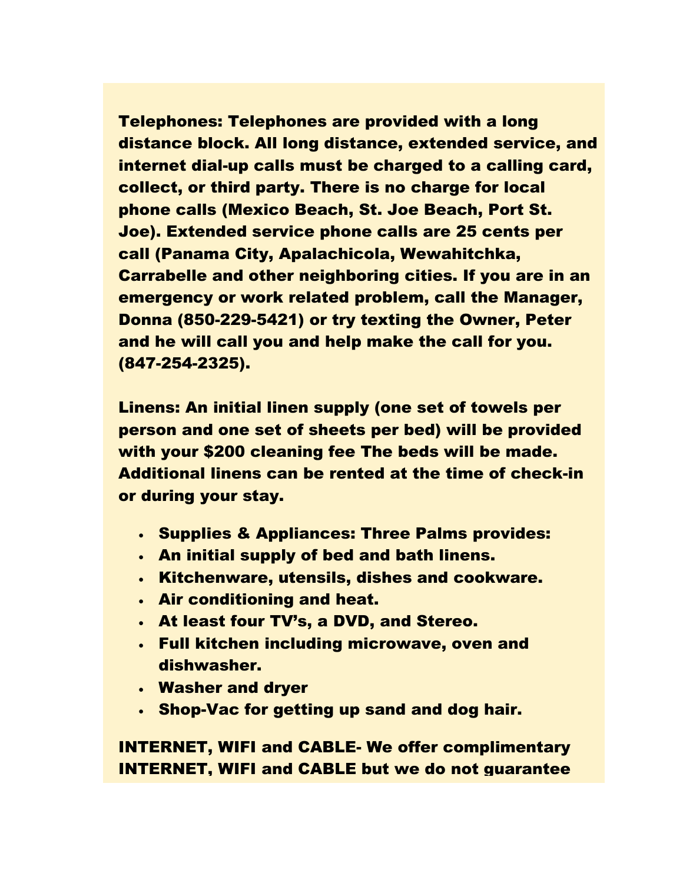**Telephones: Telephones are provided with a long distance block. All long distance, extended service, and internet dial-up calls must be charged to a calling card, collect, or third party. There is no charge for local phone calls (Mexico Beach, St. Joe Beach, Port St. Joe). Extended service phone calls are 25 cents per call (Panama City, Apalachicola, Wewahitchka, Carrabelle and other neighboring cities. If you are in an emergency or work related problem, call the Manager, Donna (850-229-5421) or try texting the Owner, Peter and he will call you and help make the call for you. (847-254-2325).**

**Linens: An initial linen supply (one set of towels per person and one set of sheets per bed) will be provided with your $200 cleaning fee The beds will be made. Additional linens can be rented at the time of check-in or during your stay.**

- **Supplies & Appliances: Three Palms provides:**
- **An initial supply of bed and bath linens.**
- **Kitchenware, utensils, dishes and cookware.**
- **Air conditioning and heat.**
- **At least four TV's, a DVD, and Stereo.**
- **Full kitchen including microwave, oven and dishwasher.**
- **Washer and dryer**
- **Shop-Vac for getting up sand and dog hair.**

**INTERNET, WIFI and CABLE- We offer complimentary INTERNET, WIFI and CABLE but we do not guarantee**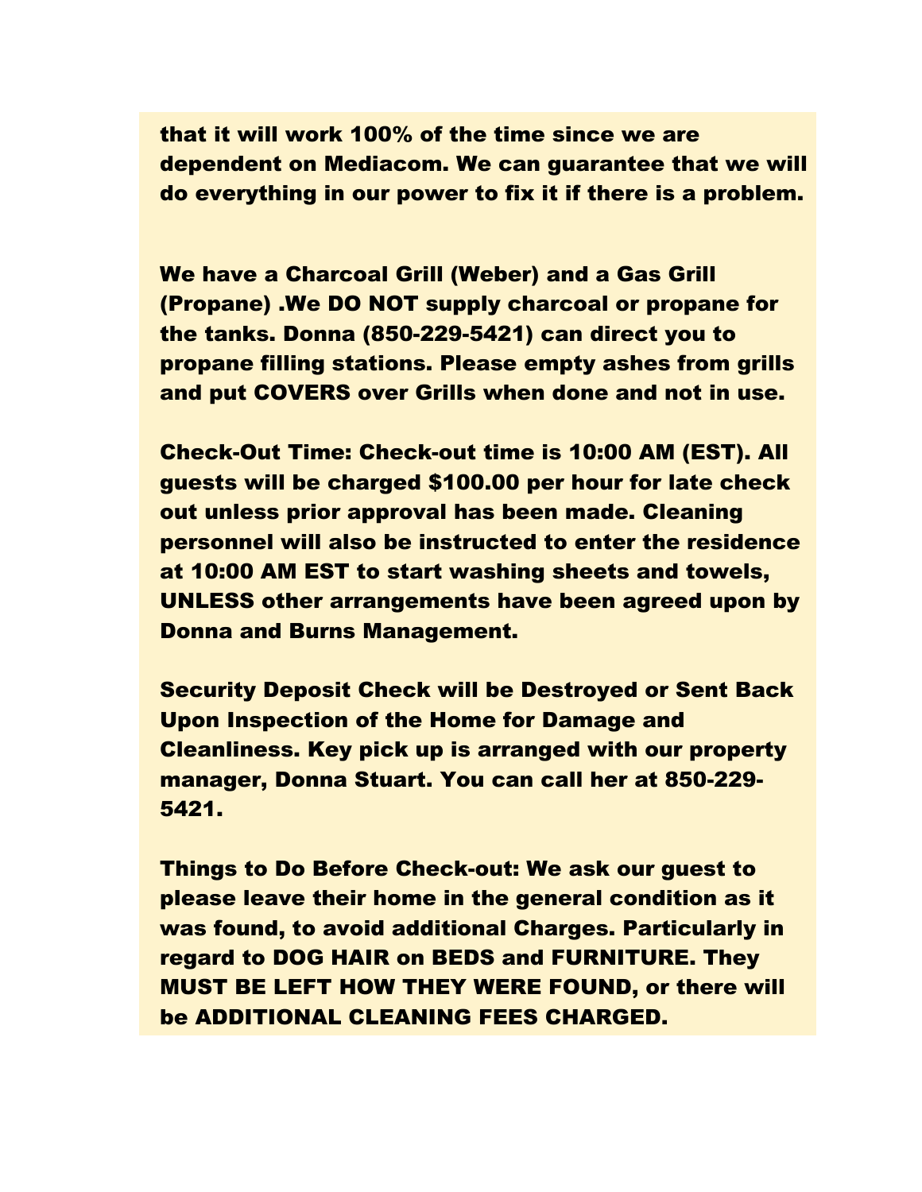that it will work 100% of the time since we are dependent on Mediacom. We can guarantee that we will do everything in our power to fix it if there is a problem.

We have a Charcoal Grill (Weber) and a Gas Grill (Propane) .We DO NOT supply charcoal or propane for the tanks. Donna (850-229-5421) can direct you to propane filling stations. Please empty ashes from grills and put COVERS over Grills when done and not in use.

Check-Out Time: Check-out time is 10:00 AM (EST). All guests will be charged $100.00 per hour for late check out unless prior approval has been made. Cleaning personnel will also be instructed to enter the residence at 10:00 AM EST to start washing sheets and towels, UNLESS other arrangements have been agreed upon by Donna and Burns Management.

Security Deposit Check will be Destroyed or Sent Back Upon Inspection of the Home for Damage and Cleanliness. Key pick up is arranged with our property manager, Donna Stuart. You can call her at 850-229-5421.

Things to Do Before Check-out: We ask our guest to please leave their home in the general condition as it was found, to avoid additional Charges. Particularly in regard to DOG HAIR on BEDS and FURNITURE. They MUST BE LEFT HOW THEY WERE FOUND, or there will be ADDITIONAL CLEANING FEES CHARGED.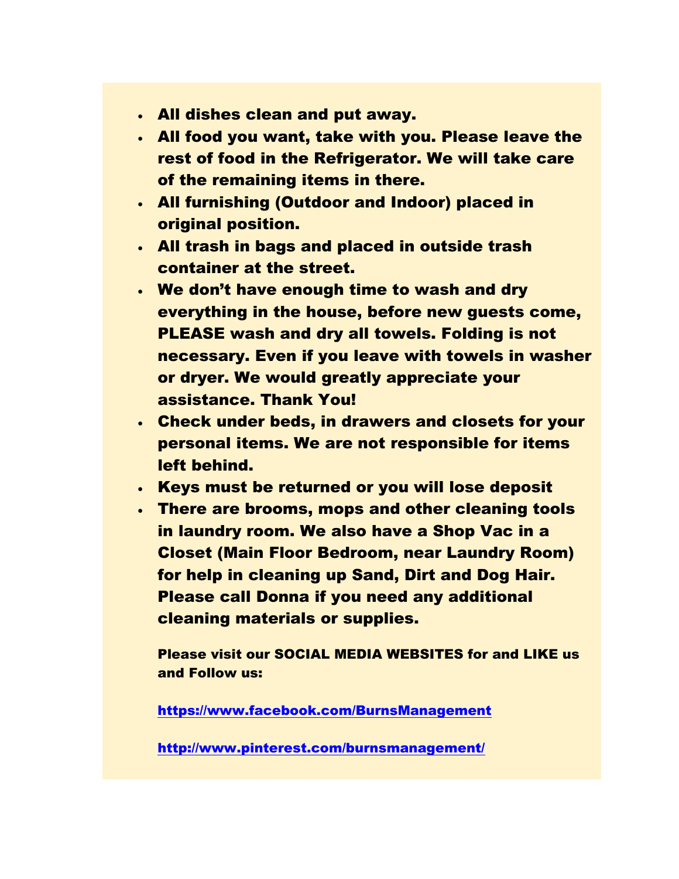- **All dishes clean and put away.**
- **All food you want, take with you. Please leave the rest of food in the Refrigerator. We will take care of the remaining items in there.**
- **All furnishing (Outdoor and Indoor) placed in original position.**
- **All trash in bags and placed in outside trash container at the street.**
- **We don't have enough time to wash and dry everything in the house, before new guests come, PLEASE wash and dry all towels. Folding is not necessary. Even if you leave with towels in washer or dryer. We would greatly appreciate your assistance. Thank You!**
- **Check under beds, in drawers and closets for your personal items. We are not responsible for items left behind.**
- **Keys must be returned or you will lose deposit**
- **There are brooms, mops and other cleaning tools in laundry room. We also have a Shop Vac in a Closet (Main Floor Bedroom, near Laundry Room) for help in cleaning up Sand, Dirt and Dog Hair. Please call Donna if you need any additional cleaning materials or supplies.**

**Please visit our SOCIAL MEDIA WEBSITES for and LIKE us and Follow us:**

**https://www.facebook.com/BurnsManagement**

**http://www.pinterest.com/burnsmanagement/**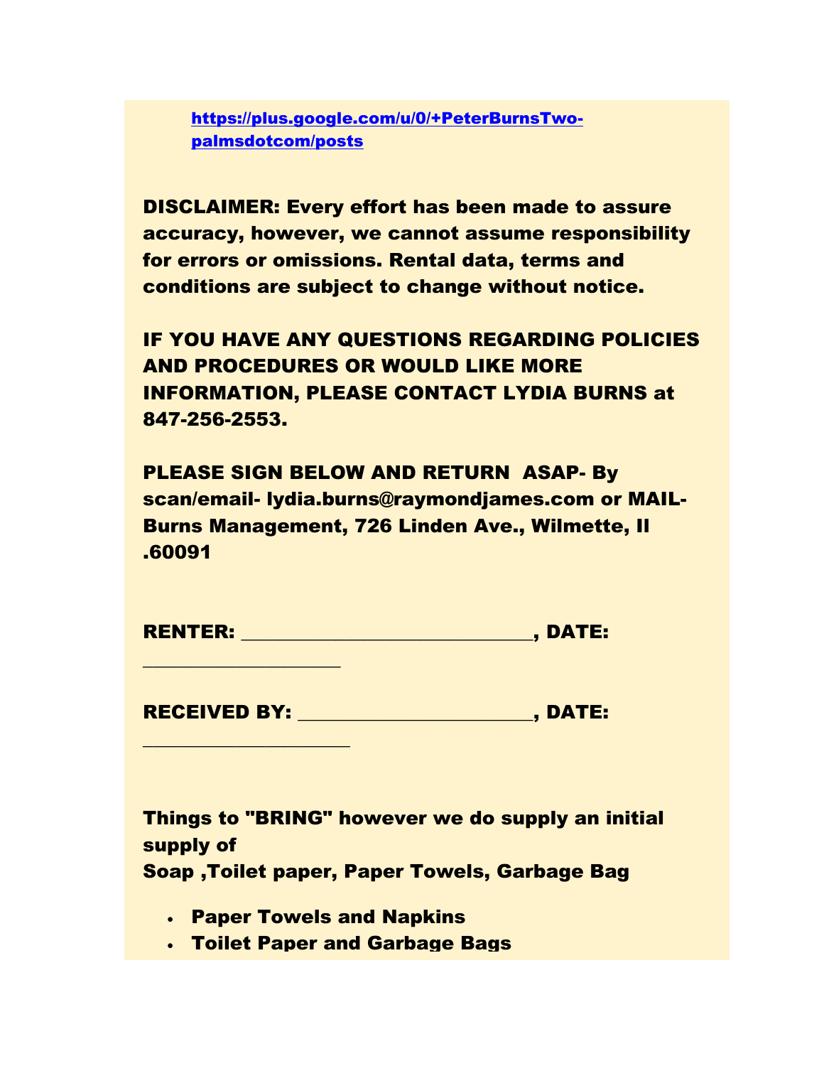[https://plus.google.com/u/0/+PeterBurnsTwo-palmsdotcom/posts](https://plus.google.com/u/0/+PeterBurnsTwo-palmsdotcom/posts)

**DISCLAIMER: Every effort has been made to assure accuracy, however, we cannot assume responsibility for errors or omissions. Rental data, terms and conditions are subject to change without notice.**

**IF YOU HAVE ANY QUESTIONS REGARDING POLICIES AND PROCEDURES OR WOULD LIKE MORE INFORMATION, PLEASE CONTACT LYDIA BURNS at 847-256-2553.**

**PLEASE SIGN BELOW AND RETURN ASAP- By scan/email- lydia.burns@raymondjames.com or MAIL- Burns Management, 726 Linden Ave., Wilmette, Il .60091**

**RENTER: ______________________________, DATE: ____________________**

**RECEIVED BY: ________________________, DATE: _____________________**

**Things to "BRING" however we do supply an initial supply of**
**Soap ,Toilet paper, Paper Towels, Garbage Bag**

- **Paper Towels and Napkins**
- **Toilet Paper and Garbage Bags**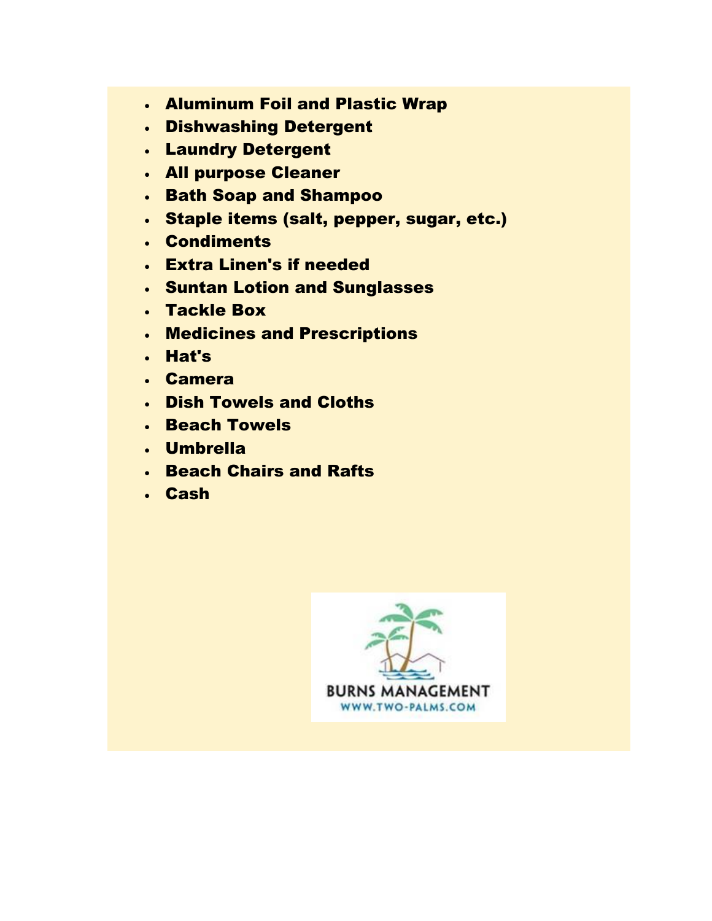- **Aluminum Foil and Plastic Wrap**
- **Dishwashing Detergent**
- **Laundry Detergent**
- **All purpose Cleaner**
- **Bath Soap and Shampoo**
- **Staple items (salt, pepper, sugar, etc.)**
- **Condiments**
- **Extra Linen's if needed**
- **Suntan Lotion and Sunglasses**
- **Tackle Box**
- **Medicines and Prescriptions**
- **Hat's**
- **Camera**
- **Dish Towels and Cloths**
- **Beach Towels**
- **Umbrella**
- **Beach Chairs and Rafts**
- **Cash**

BURNS MANAGEMENT
WWW.TWO-PALMS.COM